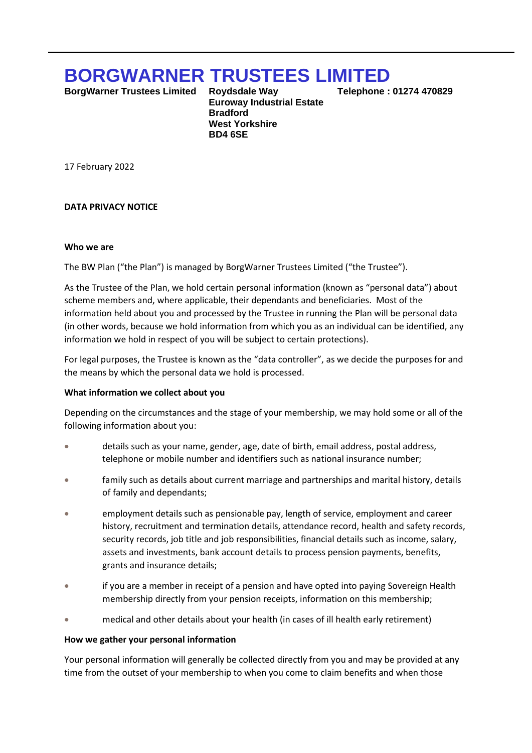# BORGWARNER TRUSTEES LIMITED

**BorgWarner Trustees Limited**

**Roydsdale Way**
**Euroway Industrial Estate**
**Bradford**
**West Yorkshire**
**BD4 6SE**

**Telephone : 01274 470829**

17 February 2022

**DATA PRIVACY NOTICE**

**Who we are**

The BW Plan ("the Plan") is managed by BorgWarner Trustees Limited ("the Trustee").

As the Trustee of the Plan, we hold certain personal information (known as "personal data") about scheme members and, where applicable, their dependants and beneficiaries. Most of the information held about you and processed by the Trustee in running the Plan will be personal data (in other words, because we hold information from which you as an individual can be identified, any information we hold in respect of you will be subject to certain protections).

For legal purposes, the Trustee is known as the "data controller", as we decide the purposes for and the means by which the personal data we hold is processed.

**What information we collect about you**

Depending on the circumstances and the stage of your membership, we may hold some or all of the following information about you:

- details such as your name, gender, age, date of birth, email address, postal address, telephone or mobile number and identifiers such as national insurance number;
- family such as details about current marriage and partnerships and marital history, details of family and dependants;
- employment details such as pensionable pay, length of service, employment and career history, recruitment and termination details, attendance record, health and safety records, security records, job title and job responsibilities, financial details such as income, salary, assets and investments, bank account details to process pension payments, benefits, grants and insurance details;
- if you are a member in receipt of a pension and have opted into paying Sovereign Health membership directly from your pension receipts, information on this membership;
- medical and other details about your health (in cases of ill health early retirement)

**How we gather your personal information**

Your personal information will generally be collected directly from you and may be provided at any time from the outset of your membership to when you come to claim benefits and when those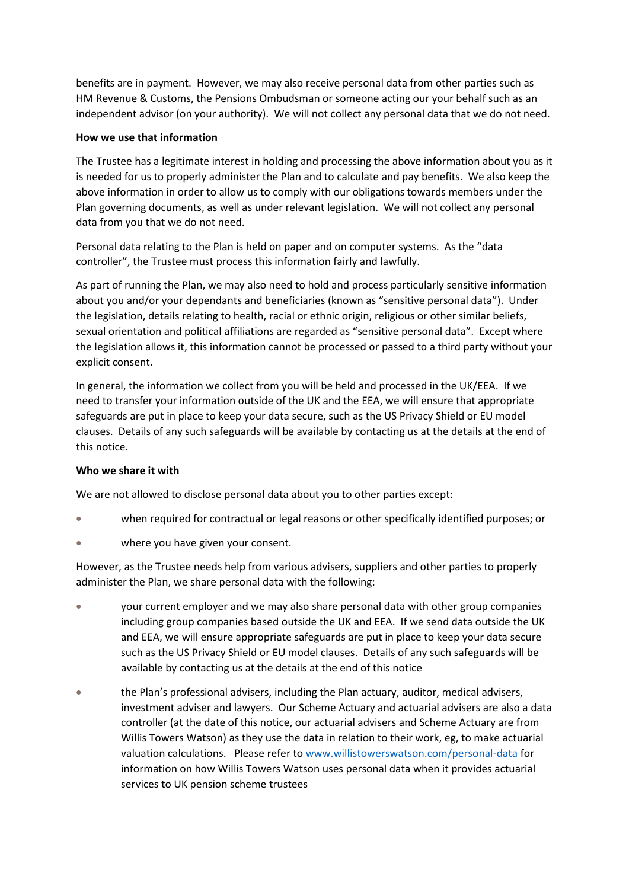benefits are in payment. However, we may also receive personal data from other parties such as HM Revenue & Customs, the Pensions Ombudsman or someone acting our your behalf such as an independent advisor (on your authority). We will not collect any personal data that we do not need.

**How we use that information**

The Trustee has a legitimate interest in holding and processing the above information about you as it is needed for us to properly administer the Plan and to calculate and pay benefits. We also keep the above information in order to allow us to comply with our obligations towards members under the Plan governing documents, as well as under relevant legislation. We will not collect any personal data from you that we do not need.

Personal data relating to the Plan is held on paper and on computer systems. As the "data controller", the Trustee must process this information fairly and lawfully.

As part of running the Plan, we may also need to hold and process particularly sensitive information about you and/or your dependants and beneficiaries (known as "sensitive personal data"). Under the legislation, details relating to health, racial or ethnic origin, religious or other similar beliefs, sexual orientation and political affiliations are regarded as "sensitive personal data". Except where the legislation allows it, this information cannot be processed or passed to a third party without your explicit consent.

In general, the information we collect from you will be held and processed in the UK/EEA. If we need to transfer your information outside of the UK and the EEA, we will ensure that appropriate safeguards are put in place to keep your data secure, such as the US Privacy Shield or EU model clauses. Details of any such safeguards will be available by contacting us at the details at the end of this notice.

**Who we share it with**

We are not allowed to disclose personal data about you to other parties except:

- when required for contractual or legal reasons or other specifically identified purposes; or
- where you have given your consent.

However, as the Trustee needs help from various advisers, suppliers and other parties to properly administer the Plan, we share personal data with the following:

- your current employer and we may also share personal data with other group companies including group companies based outside the UK and EEA. If we send data outside the UK and EEA, we will ensure appropriate safeguards are put in place to keep your data secure such as the US Privacy Shield or EU model clauses. Details of any such safeguards will be available by contacting us at the details at the end of this notice
- the Plan's professional advisers, including the Plan actuary, auditor, medical advisers, investment adviser and lawyers. Our Scheme Actuary and actuarial advisers are also a data controller (at the date of this notice, our actuarial advisers and Scheme Actuary are from Willis Towers Watson) as they use the data in relation to their work, eg, to make actuarial valuation calculations. Please refer to [www.willistowerswatson.com/personal-data](http://www.willistowerswatson.com/personal-data) for information on how Willis Towers Watson uses personal data when it provides actuarial services to UK pension scheme trustees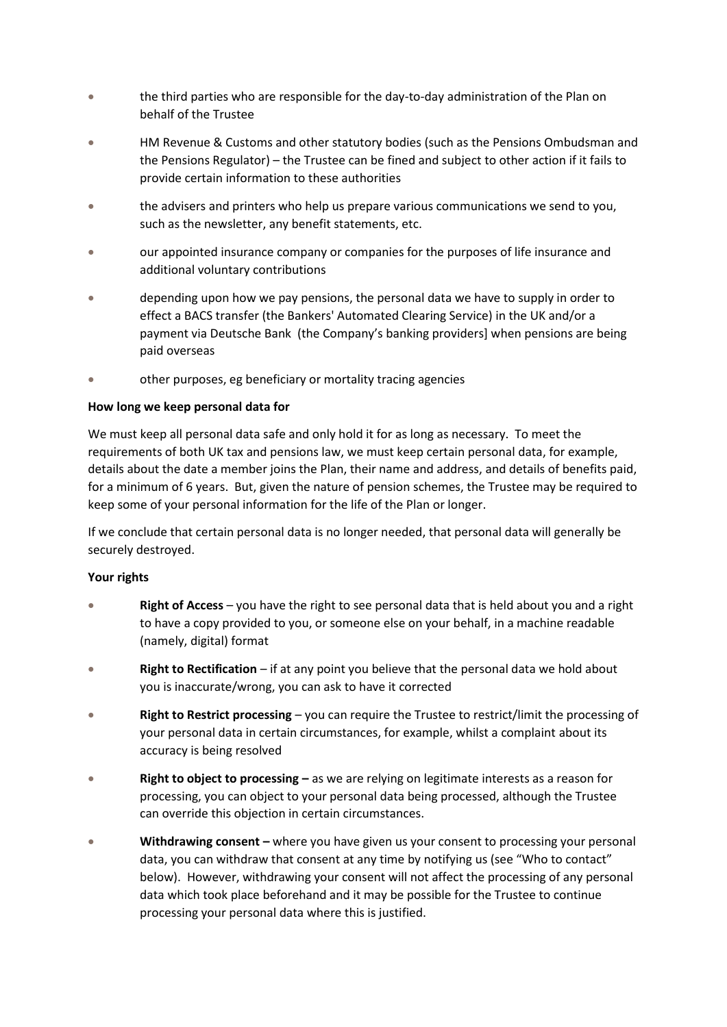- the third parties who are responsible for the day-to-day administration of the Plan on behalf of the Trustee
- HM Revenue & Customs and other statutory bodies (such as the Pensions Ombudsman and the Pensions Regulator) – the Trustee can be fined and subject to other action if it fails to provide certain information to these authorities
- the advisers and printers who help us prepare various communications we send to you, such as the newsletter, any benefit statements, etc.
- our appointed insurance company or companies for the purposes of life insurance and additional voluntary contributions
- depending upon how we pay pensions, the personal data we have to supply in order to effect a BACS transfer (the Bankers' Automated Clearing Service) in the UK and/or a payment via Deutsche Bank (the Company's banking providers] when pensions are being paid overseas
- other purposes, eg beneficiary or mortality tracing agencies

**How long we keep personal data for**

We must keep all personal data safe and only hold it for as long as necessary. To meet the requirements of both UK tax and pensions law, we must keep certain personal data, for example, details about the date a member joins the Plan, their name and address, and details of benefits paid, for a minimum of 6 years. But, given the nature of pension schemes, the Trustee may be required to keep some of your personal information for the life of the Plan or longer.

If we conclude that certain personal data is no longer needed, that personal data will generally be securely destroyed.

**Your rights**

- **Right of Access** – you have the right to see personal data that is held about you and a right to have a copy provided to you, or someone else on your behalf, in a machine readable (namely, digital) format
- **Right to Rectification** – if at any point you believe that the personal data we hold about you is inaccurate/wrong, you can ask to have it corrected
- **Right to Restrict processing** – you can require the Trustee to restrict/limit the processing of your personal data in certain circumstances, for example, whilst a complaint about its accuracy is being resolved
- **Right to object to processing –** as we are relying on legitimate interests as a reason for processing, you can object to your personal data being processed, although the Trustee can override this objection in certain circumstances.
- **Withdrawing consent –** where you have given us your consent to processing your personal data, you can withdraw that consent at any time by notifying us (see "Who to contact" below). However, withdrawing your consent will not affect the processing of any personal data which took place beforehand and it may be possible for the Trustee to continue processing your personal data where this is justified.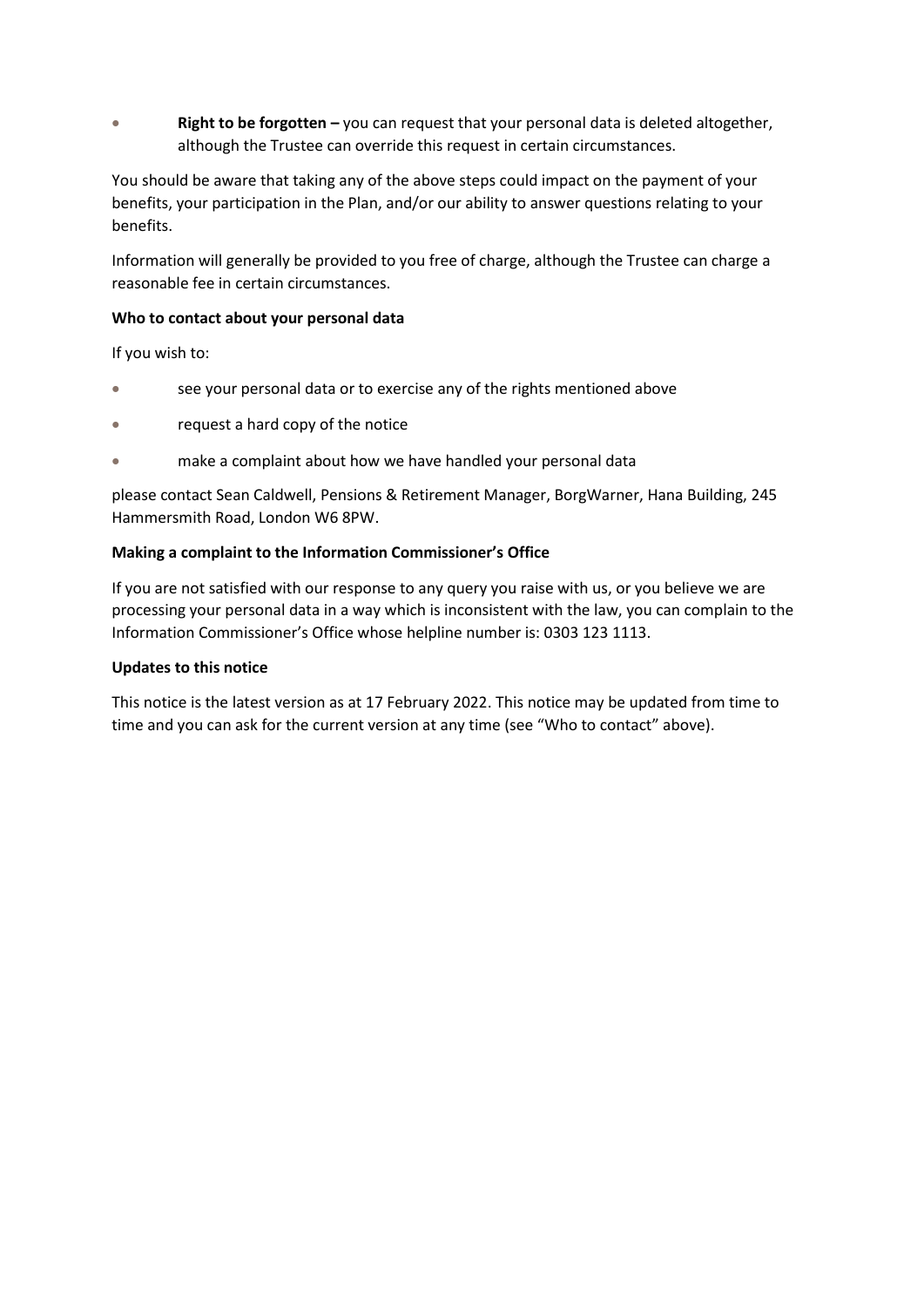- **Right to be forgotten –** you can request that your personal data is deleted altogether, although the Trustee can override this request in certain circumstances.

You should be aware that taking any of the above steps could impact on the payment of your benefits, your participation in the Plan, and/or our ability to answer questions relating to your benefits.

Information will generally be provided to you free of charge, although the Trustee can charge a reasonable fee in certain circumstances.

**Who to contact about your personal data**

If you wish to:

- see your personal data or to exercise any of the rights mentioned above
- request a hard copy of the notice
- make a complaint about how we have handled your personal data

please contact Sean Caldwell, Pensions & Retirement Manager, BorgWarner, Hana Building, 245 Hammersmith Road, London W6 8PW.

**Making a complaint to the Information Commissioner's Office**

If you are not satisfied with our response to any query you raise with us, or you believe we are processing your personal data in a way which is inconsistent with the law, you can complain to the Information Commissioner's Office whose helpline number is: 0303 123 1113.

**Updates to this notice**

This notice is the latest version as at 17 February 2022. This notice may be updated from time to time and you can ask for the current version at any time (see "Who to contact" above).